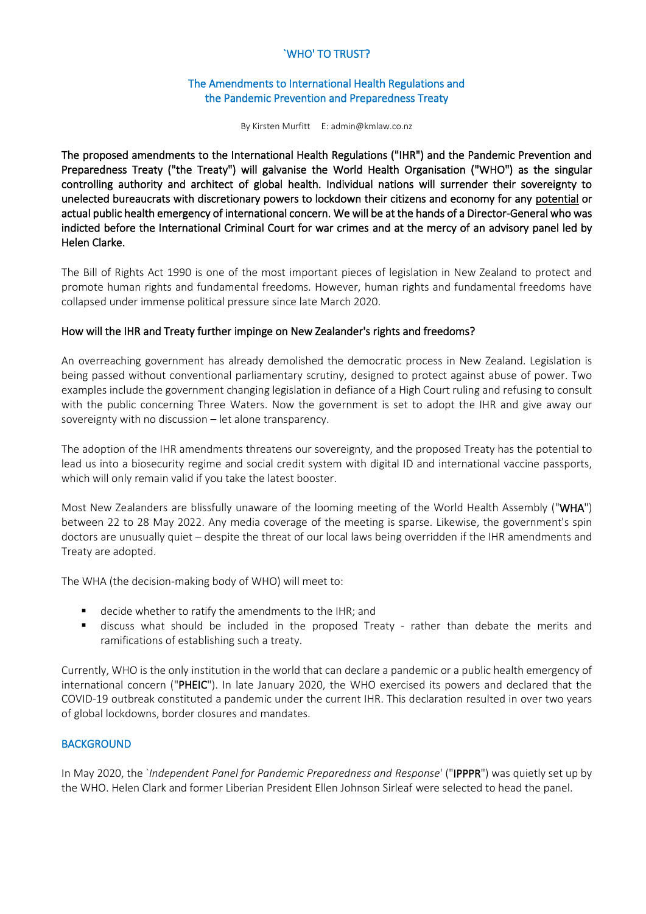# `WHO' TO TRUST?

## The Amendments to International Health Regulations and the Pandemic Prevention and Preparedness Treaty

By Kirsten Murfitt E: admin@kmlaw.co.nz

**The proposed amendments to the International Health Regulations ("IHR") and the Pandemic Prevention and Preparedness Treaty ("the Treaty") will galvanise the World Health Organisation ("WHO") as the singular controlling authority and architect of global health. Individual nations will surrender their sovereignty to unelected bureaucrats with discretionary powers to lockdown their citizens and economy for any <u>potential</u> or actual public health emergency of international concern. We will be at the hands of a Director-General who was indicted before the International Criminal Court for war crimes and at the mercy of an advisory panel led by Helen Clarke.**

The Bill of Rights Act 1990 is one of the most important pieces of legislation in New Zealand to protect and promote human rights and fundamental freedoms. However, human rights and fundamental freedoms have collapsed under immense political pressure since late March 2020.

### How will the IHR and Treaty further impinge on New Zealander's rights and freedoms?

An overreaching government has already demolished the democratic process in New Zealand. Legislation is being passed without conventional parliamentary scrutiny, designed to protect against abuse of power. Two examples include the government changing legislation in defiance of a High Court ruling and refusing to consult with the public concerning Three Waters. Now the government is set to adopt the IHR and give away our sovereignty with no discussion – let alone transparency.

The adoption of the IHR amendments threatens our sovereignty, and the proposed Treaty has the potential to lead us into a biosecurity regime and social credit system with digital ID and international vaccine passports, which will only remain valid if you take the latest booster.

Most New Zealanders are blissfully unaware of the looming meeting of the World Health Assembly ("**WHA**") between 22 to 28 May 2022. Any media coverage of the meeting is sparse. Likewise, the government's spin doctors are unusually quiet – despite the threat of our local laws being overridden if the IHR amendments and Treaty are adopted.

The WHA (the decision-making body of WHO) will meet to:

- decide whether to ratify the amendments to the IHR; and
- discuss what should be included in the proposed Treaty - rather than debate the merits and ramifications of establishing such a treaty.

Currently, WHO is the only institution in the world that can declare a pandemic or a public health emergency of international concern ("**PHEIC**"). In late January 2020, the WHO exercised its powers and declared that the COVID-19 outbreak constituted a pandemic under the current IHR. This declaration resulted in over two years of global lockdowns, border closures and mandates.

### BACKGROUND

In May 2020, the `*Independent Panel for Pandemic Preparedness and Response*' ("**IPPPR**") was quietly set up by the WHO. Helen Clark and former Liberian President Ellen Johnson Sirleaf were selected to head the panel.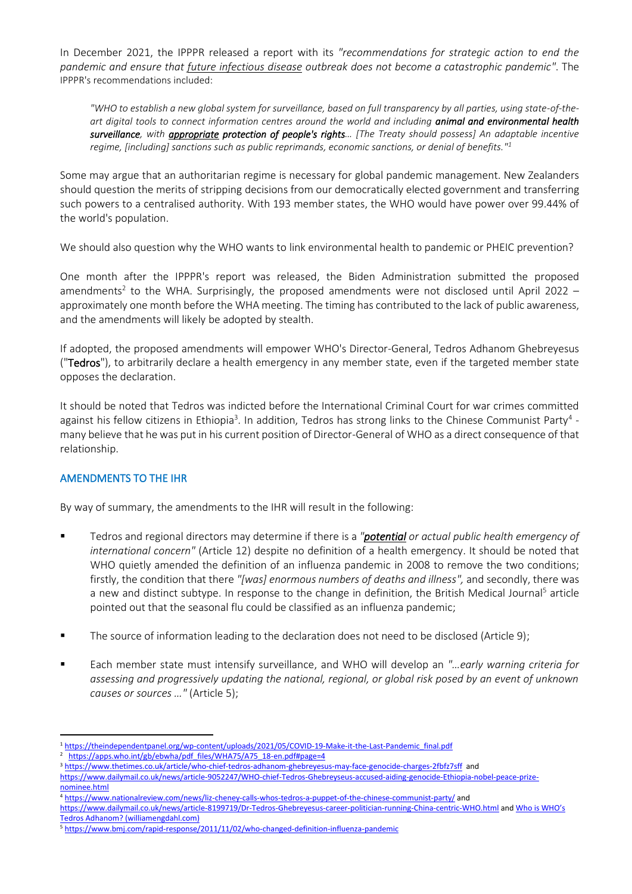In December 2021, the IPPPR released a report with its *"recommendations for strategic action to end the pandemic and ensure that future infectious disease outbreak does not become a catastrophic pandemic"*. The IPPPR's recommendations included:

> *"WHO to establish a new global system for surveillance, based on full transparency by all parties, using state-of-the-art digital tools to connect information centres around the world and including **animal and environmental health surveillance**, with **appropriate protection of people's rights**… [The Treaty should possess] An adaptable incentive regime, [including] sanctions such as public reprimands, economic sanctions, or denial of benefits."*[1]

Some may argue that an authoritarian regime is necessary for global pandemic management. New Zealanders should question the merits of stripping decisions from our democratically elected government and transferring such powers to a centralised authority. With 193 member states, the WHO would have power over 99.44% of the world's population.

We should also question why the WHO wants to link environmental health to pandemic or PHEIC prevention?

One month after the IPPPR's report was released, the Biden Administration submitted the proposed amendments[2] to the WHA. Surprisingly, the proposed amendments were not disclosed until April 2022 – approximately one month before the WHA meeting. The timing has contributed to the lack of public awareness, and the amendments will likely be adopted by stealth.

If adopted, the proposed amendments will empower WHO's Director-General, Tedros Adhanom Ghebreyesus ("**Tedros**"), to arbitrarily declare a health emergency in any member state, even if the targeted member state opposes the declaration.

It should be noted that Tedros was indicted before the International Criminal Court for war crimes committed against his fellow citizens in Ethiopia[3]. In addition, Tedros has strong links to the Chinese Communist Party[4] - many believe that he was put in his current position of Director-General of WHO as a direct consequence of that relationship.

## AMENDMENTS TO THE IHR

By way of summary, the amendments to the IHR will result in the following:

- Tedros and regional directors may determine if there is a *"**potential** or actual public health emergency of international concern"* (Article 12) despite no definition of a health emergency. It should be noted that WHO quietly amended the definition of an influenza pandemic in 2008 to remove the two conditions; firstly, the condition that there *"[was] enormous numbers of deaths and illness"*, and secondly, there was a new and distinct subtype. In response to the change in definition, the British Medical Journal[5] article pointed out that the seasonal flu could be classified as an influenza pandemic;
- The source of information leading to the declaration does not need to be disclosed (Article 9);
- Each member state must intensify surveillance, and WHO will develop an *"…early warning criteria for assessing and progressively updating the national, regional, or global risk posed by an event of unknown causes or sources …"* (Article 5);

---

[1] https://theindependentpanel.org/wp-content/uploads/2021/05/COVID-19-Make-it-the-Last-Pandemic_final.pdf

[2] https://apps.who.int/gb/ebwha/pdf_files/WHA75/A75_18-en.pdf#page=4

[3] https://www.thetimes.co.uk/article/who-chief-tedros-adhanom-ghebreyesus-may-face-genocide-charges-2fbfz7sff and https://www.dailymail.co.uk/news/article-9052247/WHO-chief-Tedros-Ghebreyesus-accused-aiding-genocide-Ethiopia-nobel-peace-prize-nominee.html

[4] https://www.nationalreview.com/news/liz-cheney-calls-whos-tedros-a-puppet-of-the-chinese-communist-party/ and https://www.dailymail.co.uk/news/article-8199719/Dr-Tedros-Ghebreyesus-career-politician-running-China-centric-WHO.html and Who is WHO's Tedros Adhanom? (williamengdahl.com)

[5] https://www.bmj.com/rapid-response/2011/11/02/who-changed-definition-influenza-pandemic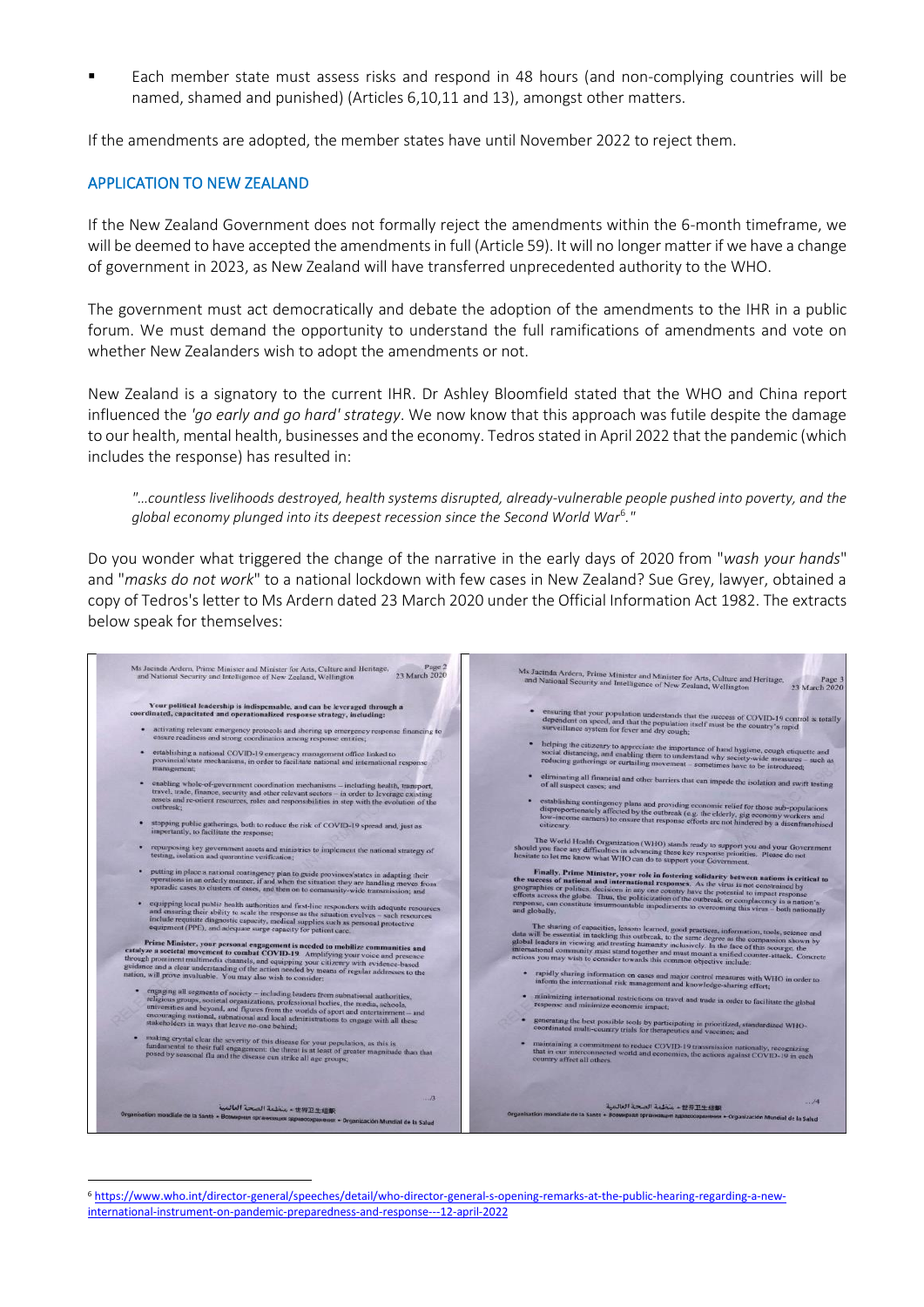- Each member state must assess risks and respond in 48 hours (and non-complying countries will be named, shamed and punished) (Articles 6,10,11 and 13), amongst other matters.

If the amendments are adopted, the member states have until November 2022 to reject them.

## APPLICATION TO NEW ZEALAND

If the New Zealand Government does not formally reject the amendments within the 6-month timeframe, we will be deemed to have accepted the amendments in full (Article 59). It will no longer matter if we have a change of government in 2023, as New Zealand will have transferred unprecedented authority to the WHO.

The government must act democratically and debate the adoption of the amendments to the IHR in a public forum. We must demand the opportunity to understand the full ramifications of amendments and vote on whether New Zealanders wish to adopt the amendments or not.

New Zealand is a signatory to the current IHR. Dr Ashley Bloomfield stated that the WHO and China report influenced the *'go early and go hard' strategy*. We now know that this approach was futile despite the damage to our health, mental health, businesses and the economy. Tedros stated in April 2022 that the pandemic (which includes the response) has resulted in:

> *"...countless livelihoods destroyed, health systems disrupted, already-vulnerable people pushed into poverty, and the global economy plunged into its deepest recession since the Second World War*[6]*."*

Do you wonder what triggered the change of the narrative in the early days of 2020 from "*wash your hands*" and "*masks do not work*" to a national lockdown with few cases in New Zealand? Sue Grey, lawyer, obtained a copy of Tedros's letter to Ms Ardern dated 23 March 2020 under the Official Information Act 1982. The extracts below speak for themselves:

> Ms Jacinda Ardern, Prime Minister and Minister for Arts, Culture and Heritage, and National Security and Intelligence of New Zealand, Wellington — Page 2 — 23 March 2020
>
> **Your political leadership is indispensable, and can be leveraged through a coordinated, capacitated and operationalized response strategy, including:**
>
> - activating relevant emergency protocols and shoring up emergency response financing to ensure readiness and strong coordination among response entities;
> - establishing a national COVID-19 emergency management office linked to provincial/state mechanisms, in order to facilitate national and international response management;
> - enabling whole-of-government coordination mechanisms – including health, transport, travel, trade, finance, security and other relevant sectors – in order to leverage existing assets and re-orient resources, roles and responsibilities in step with the evolution of the outbreak;
> - stopping public gatherings, both to reduce the risk of COVID-19 spread and, just as importantly, to facilitate the response;
> - repurposing key government assets and ministries to implement the national strategy of testing, isolation and quarantine efficiently;
> - putting in place a national contingency plan to guide provinces/states in adapting their operations in an orderly manner, if and when the situation they are handling moves from sporadic cases to clusters of cases, and then on to community-wide transmission; and
> - equipping local public health authorities and first-line responders with adequate resources and ensuring their ability to scale the response as the situation evolves – such resources include requisite diagnostic capacity, medical supplies such as personal protective equipment (PPE), and adequate surge capacity for patient care.
>
> **Prime Minister, your personal engagement is needed to mobilize communities and catalyze a societal movement to combat COVID-19.** Amplifying your voice and presence through prominent multimedia channels, and equipping your citizenry with evidence-based guidance and a clear understanding of the action needed by means of regular addresses to the nation, will prove invaluable. You may also wish to consider:
>
> - engaging all segments of society – including leaders from subnational authorities, religious groups, societal organizations, professional bodies, the media, schools, universities and beyond, and figures from the worlds of sport and entertainment – and encouraging national, subnational and local administrations to engage with all these stakeholders in ways that leave no-one behind;
> - making crystal clear the severity of this disease for your population, as this is fundamental to their full engagement: the threat is at least of greater magnitude than that posed by seasonal flu and the disease can strike all age groups;
>
> .../3

> Ms Jacinda Ardern, Prime Minister and Minister for Arts, Culture and Heritage, and National Security and Intelligence of New Zealand, Wellington — Page 3 — 23 March 2020
>
> - ensuring that your population understands that the success of COVID-19 control is totally dependent on speed, and that the population itself must be the country's rapid surveillance system for fever and dry cough;
> - helping the citizenry to appreciate the importance of hand hygiene, cough etiquette and social distancing, and enabling them to understand why society-wide measures – such as reducing gatherings or curtailing movement – sometimes have to be introduced;
> - eliminating all financial and other barriers that can impede the isolation and swift testing of all suspect cases; and
> - establishing contingency plans and providing economic relief for those sub-populations disproportionately affected by the outbreak (e.g. the elderly, gig economy workers and low-income earners) to ensure that response efforts are not hindered by a disenfranchised citizenry.
>
> The World Health Organization (WHO) stands ready to support you and your Government should you face any difficulties in advancing these key response priorities. Please do not hesitate to let me know what WHO can do to support your Government.
>
> **Finally, Prime Minister, your role in fostering solidarity between nations is critical to the success of national and international responses.** As the virus is not constrained by geographies or politics, decisions in any one country have the potential to impact response efforts across the globe. Thus, the politicization of the outbreak, or complacency in a nation's response, can constitute insurmountable impediments to overcoming this virus – both nationally and globally.
>
> The sharing of capacities, lessons learned, good practices, information, tools, science and data will be essential in tackling this outbreak, to the same degree as the compassion shown by global leaders in viewing and treating humanity inclusively. In the face of this scourge, the international community must stand together and must mount a unified counter-attack. Concrete actions you may wish to consider towards this common objective include:
>
> - rapidly sharing information on cases and major control measures with WHO in order to inform the international risk management and knowledge-sharing effort;
> - minimizing international restrictions on travel and trade in order to facilitate the global response and minimize economic impact;
> - generating the best possible tools by participating in prioritized, standardized WHO-coordinated multi-country trials for therapeutics and vaccines; and
> - maintaining a commitment to reduce COVID-19 transmission nationally, recognizing that in our interconnected world and economies, the actions against COVID-19 in each country affect all others.
>
> .../4

---

[6] https://www.who.int/director-general/speeches/detail/who-director-general-s-opening-remarks-at-the-public-hearing-regarding-a-new-international-instrument-on-pandemic-preparedness-and-response---12-april-2022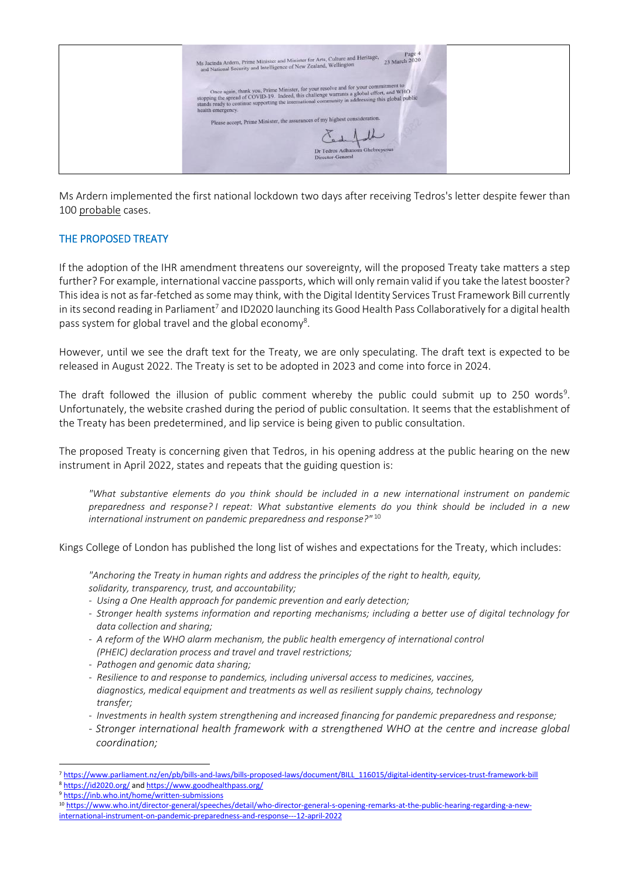Ms Jacinda Ardern, Prime Minister and Minister for Arts, Culture and Heritage, and National Security and Intelligence of New Zealand, Wellington

Page 4
23 March 2020

Once again, thank you, Prime Minister, for your resolve and for your commitment to stopping the spread of COVID-19. Indeed, this challenge warrants a global effort, and WHO stands ready to continue supporting the international community in addressing this global public health emergency.

Please accept, Prime Minister, the assurances of my highest consideration.

Dr Tedros Adhanom Ghebreyesus
Director-General

Ms Ardern implemented the first national lockdown two days after receiving Tedros's letter despite fewer than 100 probable cases.

## THE PROPOSED TREATY

If the adoption of the IHR amendment threatens our sovereignty, will the proposed Treaty take matters a step further? For example, international vaccine passports, which will only remain valid if you take the latest booster? This idea is not as far-fetched as some may think, with the Digital Identity Services Trust Framework Bill currently in its second reading in Parliament[7] and ID2020 launching its Good Health Pass Collaboratively for a digital health pass system for global travel and the global economy[8].

However, until we see the draft text for the Treaty, we are only speculating. The draft text is expected to be released in August 2022. The Treaty is set to be adopted in 2023 and come into force in 2024.

The draft followed the illusion of public comment whereby the public could submit up to 250 words[9]. Unfortunately, the website crashed during the period of public consultation. It seems that the establishment of the Treaty has been predetermined, and lip service is being given to public consultation.

The proposed Treaty is concerning given that Tedros, in his opening address at the public hearing on the new instrument in April 2022, states and repeats that the guiding question is:

> *"What substantive elements do you think should be included in a new international instrument on pandemic preparedness and response? I repeat: What substantive elements do you think should be included in a new international instrument on pandemic preparedness and response?"* [10]

Kings College of London has published the long list of wishes and expectations for the Treaty, which includes:

> *"Anchoring the Treaty in human rights and address the principles of the right to health, equity, solidarity, transparency, trust, and accountability;*
> - *Using a One Health approach for pandemic prevention and early detection;*
> - *Stronger health systems information and reporting mechanisms; including a better use of digital technology for data collection and sharing;*
> - *A reform of the WHO alarm mechanism, the public health emergency of international control (PHEIC) declaration process and travel and travel restrictions;*
> - *Pathogen and genomic data sharing;*
> - *Resilience to and response to pandemics, including universal access to medicines, vaccines, diagnostics, medical equipment and treatments as well as resilient supply chains, technology transfer;*
> - *Investments in health system strengthening and increased financing for pandemic preparedness and response;*
> - *Stronger international health framework with a strengthened WHO at the centre and increase global coordination;*

---

[7] https://www.parliament.nz/en/pb/bills-and-laws/bills-proposed-laws/document/BILL_116015/digital-identity-services-trust-framework-bill
[8] https://id2020.org/ and https://www.goodhealthpass.org/
[9] https://inb.who.int/home/written-submissions
[10] https://www.who.int/director-general/speeches/detail/who-director-general-s-opening-remarks-at-the-public-hearing-regarding-a-new-international-instrument-on-pandemic-preparedness-and-response---12-april-2022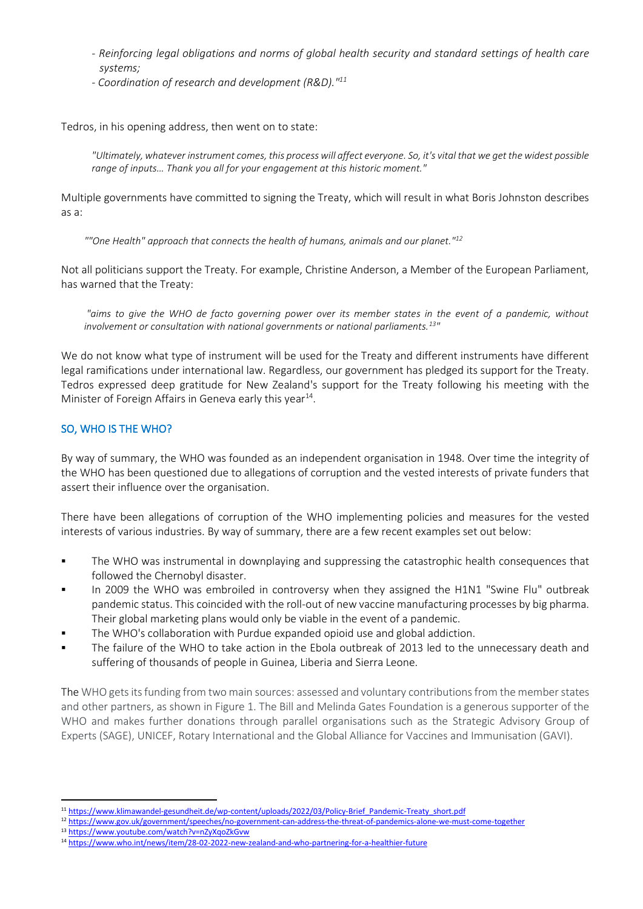- *Reinforcing legal obligations and norms of global health security and standard settings of health care systems;*
- *Coordination of research and development (R&D)."*[11]

Tedros, in his opening address, then went on to state:

> *"Ultimately, whatever instrument comes, this process will affect everyone. So, it's vital that we get the widest possible range of inputs… Thank you all for your engagement at this historic moment."*

Multiple governments have committed to signing the Treaty, which will result in what Boris Johnston describes as a:

> *""One Health" approach that connects the health of humans, animals and our planet."*[12]

Not all politicians support the Treaty. For example, Christine Anderson, a Member of the European Parliament, has warned that the Treaty:

> *"aims to give the WHO de facto governing power over its member states in the event of a pandemic, without involvement or consultation with national governments or national parliaments.*[13]*"*

We do not know what type of instrument will be used for the Treaty and different instruments have different legal ramifications under international law. Regardless, our government has pledged its support for the Treaty. Tedros expressed deep gratitude for New Zealand's support for the Treaty following his meeting with the Minister of Foreign Affairs in Geneva early this year[14].

## SO, WHO IS THE WHO?

By way of summary, the WHO was founded as an independent organisation in 1948. Over time the integrity of the WHO has been questioned due to allegations of corruption and the vested interests of private funders that assert their influence over the organisation.

There have been allegations of corruption of the WHO implementing policies and measures for the vested interests of various industries. By way of summary, there are a few recent examples set out below:

- The WHO was instrumental in downplaying and suppressing the catastrophic health consequences that followed the Chernobyl disaster.
- In 2009 the WHO was embroiled in controversy when they assigned the H1N1 "Swine Flu" outbreak pandemic status. This coincided with the roll-out of new vaccine manufacturing processes by big pharma. Their global marketing plans would only be viable in the event of a pandemic.
- The WHO's collaboration with Purdue expanded opioid use and global addiction.
- The failure of the WHO to take action in the Ebola outbreak of 2013 led to the unnecessary death and suffering of thousands of people in Guinea, Liberia and Sierra Leone.

The WHO gets its funding from two main sources: assessed and voluntary contributions from the member states and other partners, as shown in Figure 1. The Bill and Melinda Gates Foundation is a generous supporter of the WHO and makes further donations through parallel organisations such as the Strategic Advisory Group of Experts (SAGE), UNICEF, Rotary International and the Global Alliance for Vaccines and Immunisation (GAVI).

---

[11] https://www.klimawandel-gesundheit.de/wp-content/uploads/2022/03/Policy-Brief_Pandemic-Treaty_short.pdf

[12] https://www.gov.uk/government/speeches/no-government-can-address-the-threat-of-pandemics-alone-we-must-come-together

[13] https://www.youtube.com/watch?v=nZyXqoZkGvw

[14] https://www.who.int/news/item/28-02-2022-new-zealand-and-who-partnering-for-a-healthier-future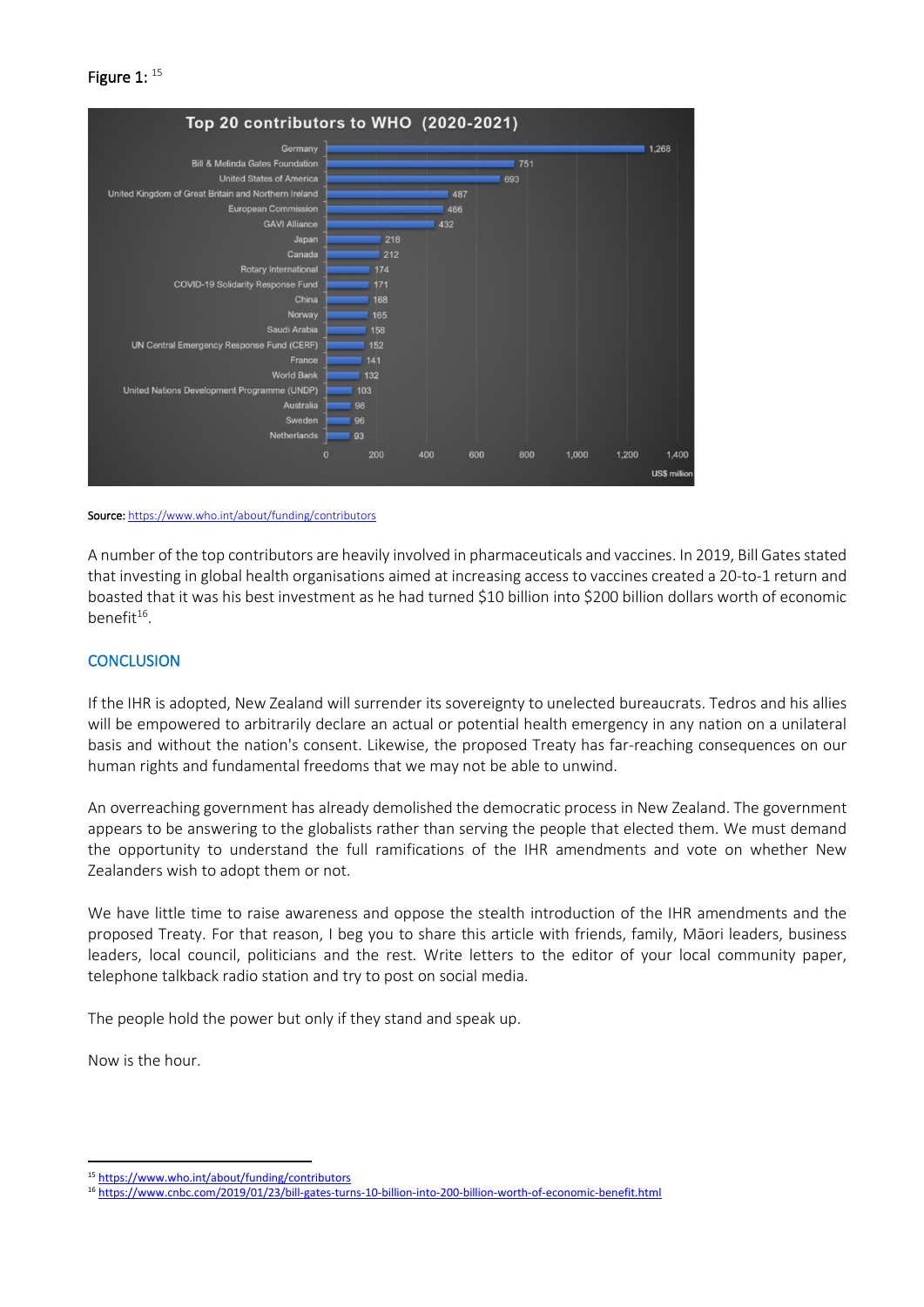Figure 1: [15]

Top 20 contributors to WHO (2020-2021)

Germany 1,268
Bill & Melinda Gates Foundation 751
United States of America 693
United Kingdom of Great Britain and Northern Ireland 487
European Commission 466
GAVI Alliance 432
Japan 218
Canada 212
Rotary International 174
COVID-19 Solidarity Response Fund 171
China 168
Norway 165
Saudi Arabia 158
UN Central Emergency Response Fund (CERF) 152
France 141
World Bank 132
United Nations Development Programme (UNDP) 103
Australia 98
Sweden 96
Netherlands 93

0 200 400 600 800 1,000 1,200 1,400
US$ million

**Source:** https://www.who.int/about/funding/contributors

A number of the top contributors are heavily involved in pharmaceuticals and vaccines. In 2019, Bill Gates stated that investing in global health organisations aimed at increasing access to vaccines created a 20-to-1 return and boasted that it was his best investment as he had turned $10 billion into $200 billion dollars worth of economic benefit[16].

## CONCLUSION

If the IHR is adopted, New Zealand will surrender its sovereignty to unelected bureaucrats. Tedros and his allies will be empowered to arbitrarily declare an actual or potential health emergency in any nation on a unilateral basis and without the nation's consent. Likewise, the proposed Treaty has far-reaching consequences on our human rights and fundamental freedoms that we may not be able to unwind.

An overreaching government has already demolished the democratic process in New Zealand. The government appears to be answering to the globalists rather than serving the people that elected them. We must demand the opportunity to understand the full ramifications of the IHR amendments and vote on whether New Zealanders wish to adopt them or not.

We have little time to raise awareness and oppose the stealth introduction of the IHR amendments and the proposed Treaty. For that reason, I beg you to share this article with friends, family, Māori leaders, business leaders, local council, politicians and the rest. Write letters to the editor of your local community paper, telephone talkback radio station and try to post on social media.

The people hold the power but only if they stand and speak up.

Now is the hour.

---

[15] https://www.who.int/about/funding/contributors

[16] https://www.cnbc.com/2019/01/23/bill-gates-turns-10-billion-into-200-billion-worth-of-economic-benefit.html